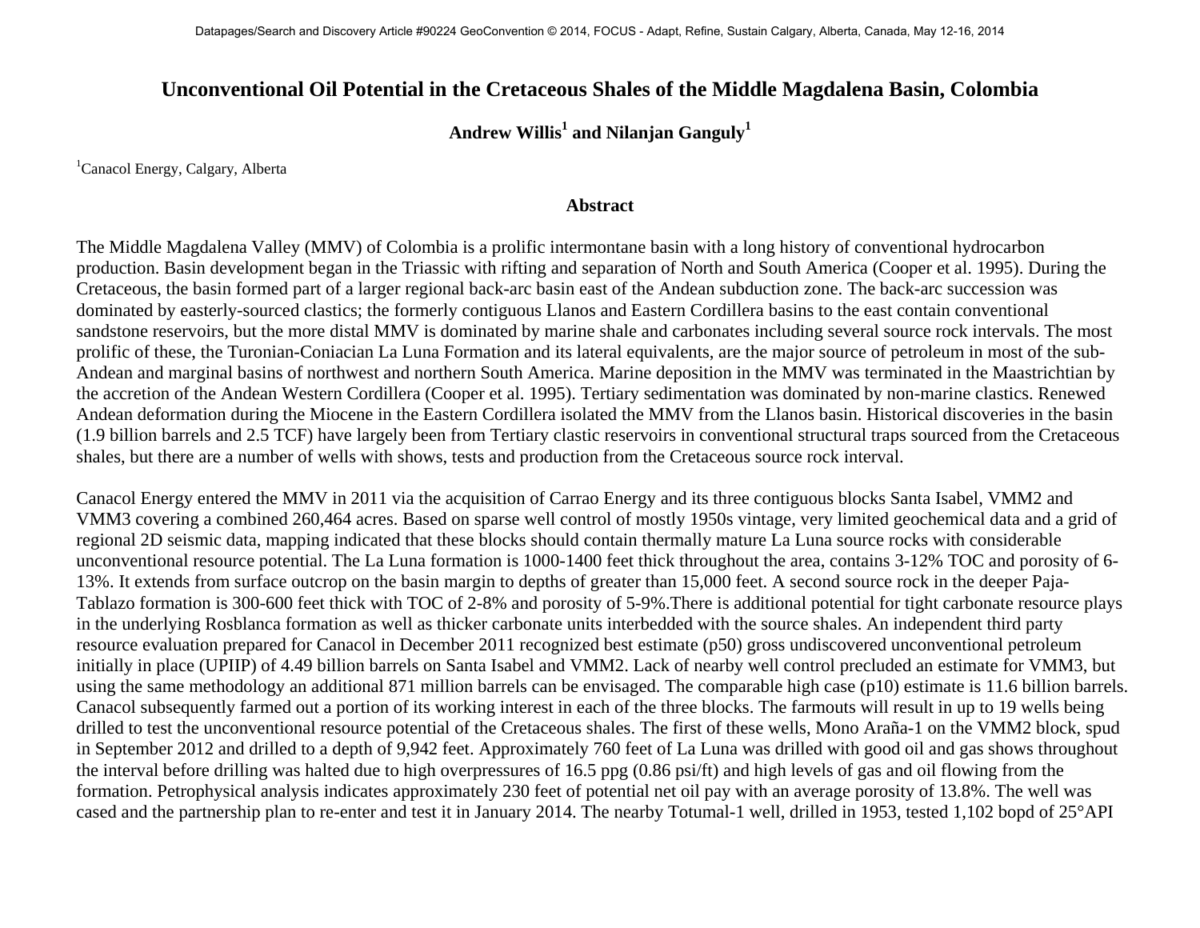# Unconventional Oil Potential in the Cretaceous Shales of the Middle Magdalena Basin, Colombia

**Andrew Willis[1] and Nilanjan Ganguly[1]**

[1]Canacol Energy, Calgary, Alberta

## Abstract

The Middle Magdalena Valley (MMV) of Colombia is a prolific intermontane basin with a long history of conventional hydrocarbon production. Basin development began in the Triassic with rifting and separation of North and South America (Cooper et al. 1995). During the Cretaceous, the basin formed part of a larger regional back-arc basin east of the Andean subduction zone. The back-arc succession was dominated by easterly-sourced clastics; the formerly contiguous Llanos and Eastern Cordillera basins to the east contain conventional sandstone reservoirs, but the more distal MMV is dominated by marine shale and carbonates including several source rock intervals. The most prolific of these, the Turonian-Coniacian La Luna Formation and its lateral equivalents, are the major source of petroleum in most of the sub-Andean and marginal basins of northwest and northern South America. Marine deposition in the MMV was terminated in the Maastrichtian by the accretion of the Andean Western Cordillera (Cooper et al. 1995). Tertiary sedimentation was dominated by non-marine clastics. Renewed Andean deformation during the Miocene in the Eastern Cordillera isolated the MMV from the Llanos basin. Historical discoveries in the basin (1.9 billion barrels and 2.5 TCF) have largely been from Tertiary clastic reservoirs in conventional structural traps sourced from the Cretaceous shales, but there are a number of wells with shows, tests and production from the Cretaceous source rock interval.

Canacol Energy entered the MMV in 2011 via the acquisition of Carrao Energy and its three contiguous blocks Santa Isabel, VMM2 and VMM3 covering a combined 260,464 acres. Based on sparse well control of mostly 1950s vintage, very limited geochemical data and a grid of regional 2D seismic data, mapping indicated that these blocks should contain thermally mature La Luna source rocks with considerable unconventional resource potential. The La Luna formation is 1000-1400 feet thick throughout the area, contains 3-12% TOC and porosity of 6-13%. It extends from surface outcrop on the basin margin to depths of greater than 15,000 feet. A second source rock in the deeper Paja-Tablazo formation is 300-600 feet thick with TOC of 2-8% and porosity of 5-9%.There is additional potential for tight carbonate resource plays in the underlying Rosblanca formation as well as thicker carbonate units interbedded with the source shales. An independent third party resource evaluation prepared for Canacol in December 2011 recognized best estimate (p50) gross undiscovered unconventional petroleum initially in place (UPIIP) of 4.49 billion barrels on Santa Isabel and VMM2. Lack of nearby well control precluded an estimate for VMM3, but using the same methodology an additional 871 million barrels can be envisaged. The comparable high case (p10) estimate is 11.6 billion barrels. Canacol subsequently farmed out a portion of its working interest in each of the three blocks. The farmouts will result in up to 19 wells being drilled to test the unconventional resource potential of the Cretaceous shales. The first of these wells, Mono Araña-1 on the VMM2 block, spud in September 2012 and drilled to a depth of 9,942 feet. Approximately 760 feet of La Luna was drilled with good oil and gas shows throughout the interval before drilling was halted due to high overpressures of 16.5 ppg (0.86 psi/ft) and high levels of gas and oil flowing from the formation. Petrophysical analysis indicates approximately 230 feet of potential net oil pay with an average porosity of 13.8%. The well was cased and the partnership plan to re-enter and test it in January 2014. The nearby Totumal-1 well, drilled in 1953, tested 1,102 bopd of 25°API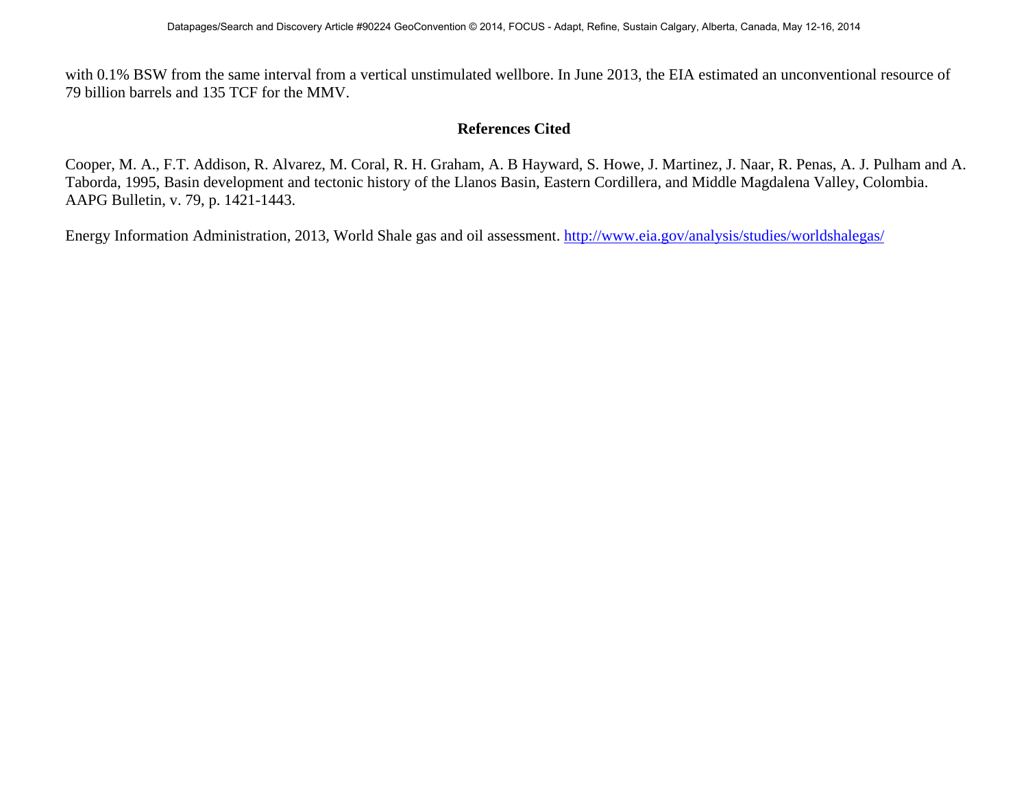with 0.1% BSW from the same interval from a vertical unstimulated wellbore. In June 2013, the EIA estimated an unconventional resource of 79 billion barrels and 135 TCF for the MMV.

## References Cited

Cooper, M. A., F.T. Addison, R. Alvarez, M. Coral, R. H. Graham, A. B Hayward, S. Howe, J. Martinez, J. Naar, R. Penas, A. J. Pulham and A. Taborda, 1995, Basin development and tectonic history of the Llanos Basin, Eastern Cordillera, and Middle Magdalena Valley, Colombia. AAPG Bulletin, v. 79, p. 1421-1443.

Energy Information Administration, 2013, World Shale gas and oil assessment. http://www.eia.gov/analysis/studies/worldshalegas/